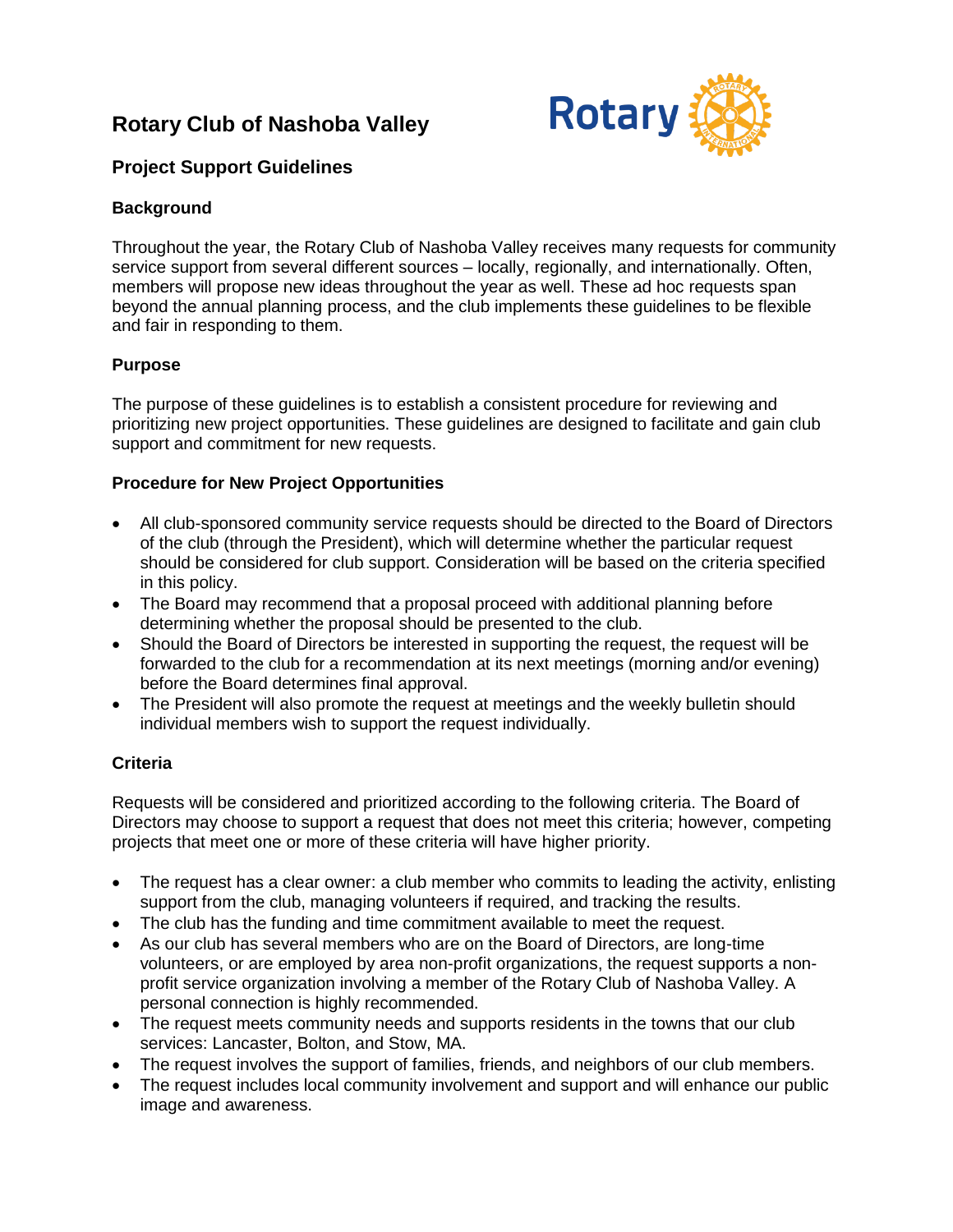# Rotary Club of Nashoba Valley

## Project Support Guidelines

### Background

Throughout the year, the Rotary Club of Nashoba Valley receives many requests for community service support from several different sources – locally, regionally, and internationally. Often, members will propose new ideas throughout the year as well. These ad hoc requests span beyond the annual planning process, and the club implements these guidelines to be flexible and fair in responding to them.

### Purpose

The purpose of these guidelines is to establish a consistent procedure for reviewing and prioritizing new project opportunities. These guidelines are designed to facilitate and gain club support and commitment for new requests.

### Procedure for New Project Opportunities

- All club-sponsored community service requests should be directed to the Board of Directors of the club (through the President), which will determine whether the particular request should be considered for club support. Consideration will be based on the criteria specified in this policy.
- The Board may recommend that a proposal proceed with additional planning before determining whether the proposal should be presented to the club.
- Should the Board of Directors be interested in supporting the request, the request will be forwarded to the club for a recommendation at its next meetings (morning and/or evening) before the Board determines final approval.
- The President will also promote the request at meetings and the weekly bulletin should individual members wish to support the request individually.

### Criteria

Requests will be considered and prioritized according to the following criteria. The Board of Directors may choose to support a request that does not meet this criteria; however, competing projects that meet one or more of these criteria will have higher priority.

- The request has a clear owner: a club member who commits to leading the activity, enlisting support from the club, managing volunteers if required, and tracking the results.
- The club has the funding and time commitment available to meet the request.
- As our club has several members who are on the Board of Directors, are long-time volunteers, or are employed by area non-profit organizations, the request supports a non-profit service organization involving a member of the Rotary Club of Nashoba Valley. A personal connection is highly recommended.
- The request meets community needs and supports residents in the towns that our club services: Lancaster, Bolton, and Stow, MA.
- The request involves the support of families, friends, and neighbors of our club members.
- The request includes local community involvement and support and will enhance our public image and awareness.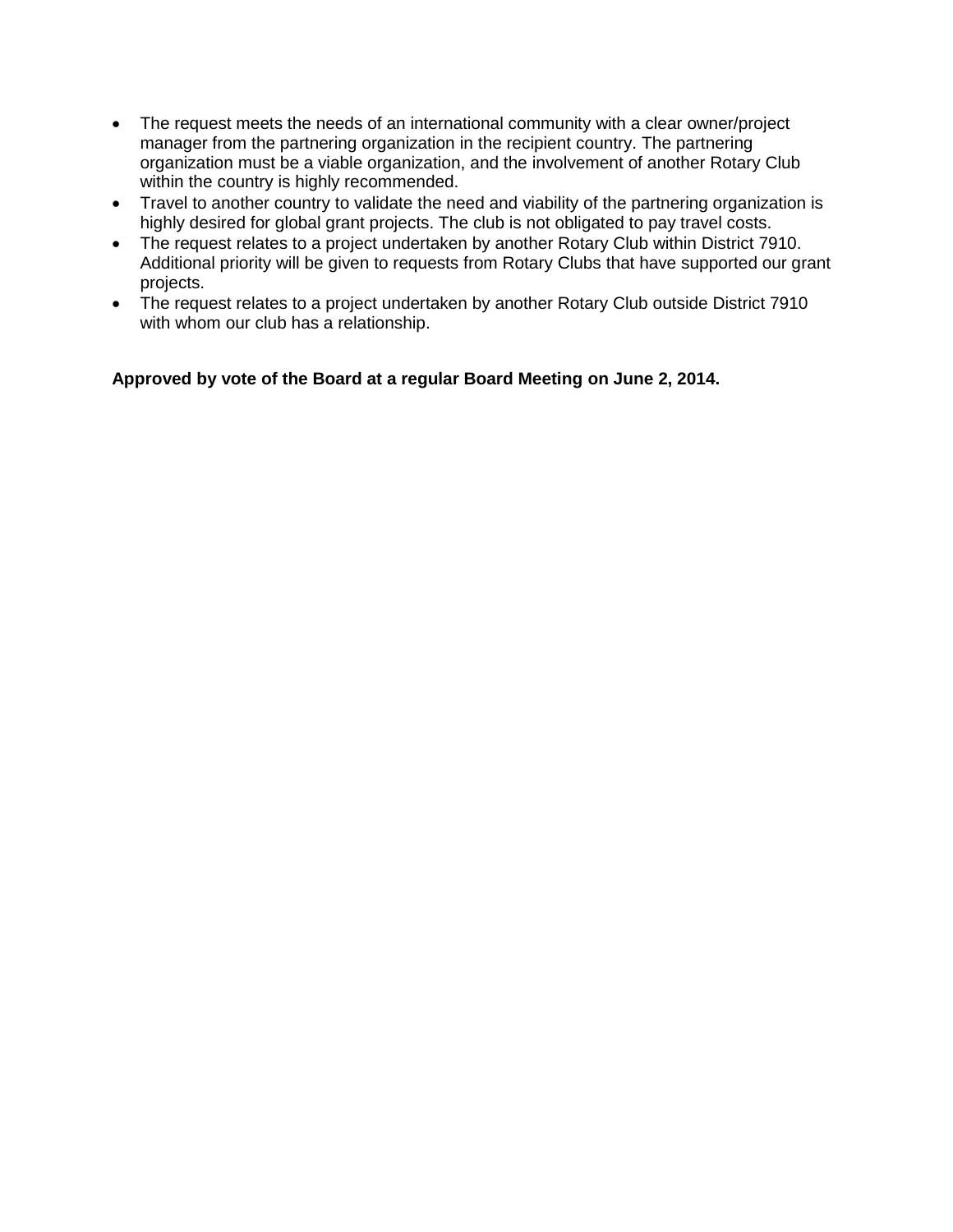- The request meets the needs of an international community with a clear owner/project manager from the partnering organization in the recipient country. The partnering organization must be a viable organization, and the involvement of another Rotary Club within the country is highly recommended.
- Travel to another country to validate the need and viability of the partnering organization is highly desired for global grant projects. The club is not obligated to pay travel costs.
- The request relates to a project undertaken by another Rotary Club within District 7910. Additional priority will be given to requests from Rotary Clubs that have supported our grant projects.
- The request relates to a project undertaken by another Rotary Club outside District 7910 with whom our club has a relationship.

**Approved by vote of the Board at a regular Board Meeting on June 2, 2014.**